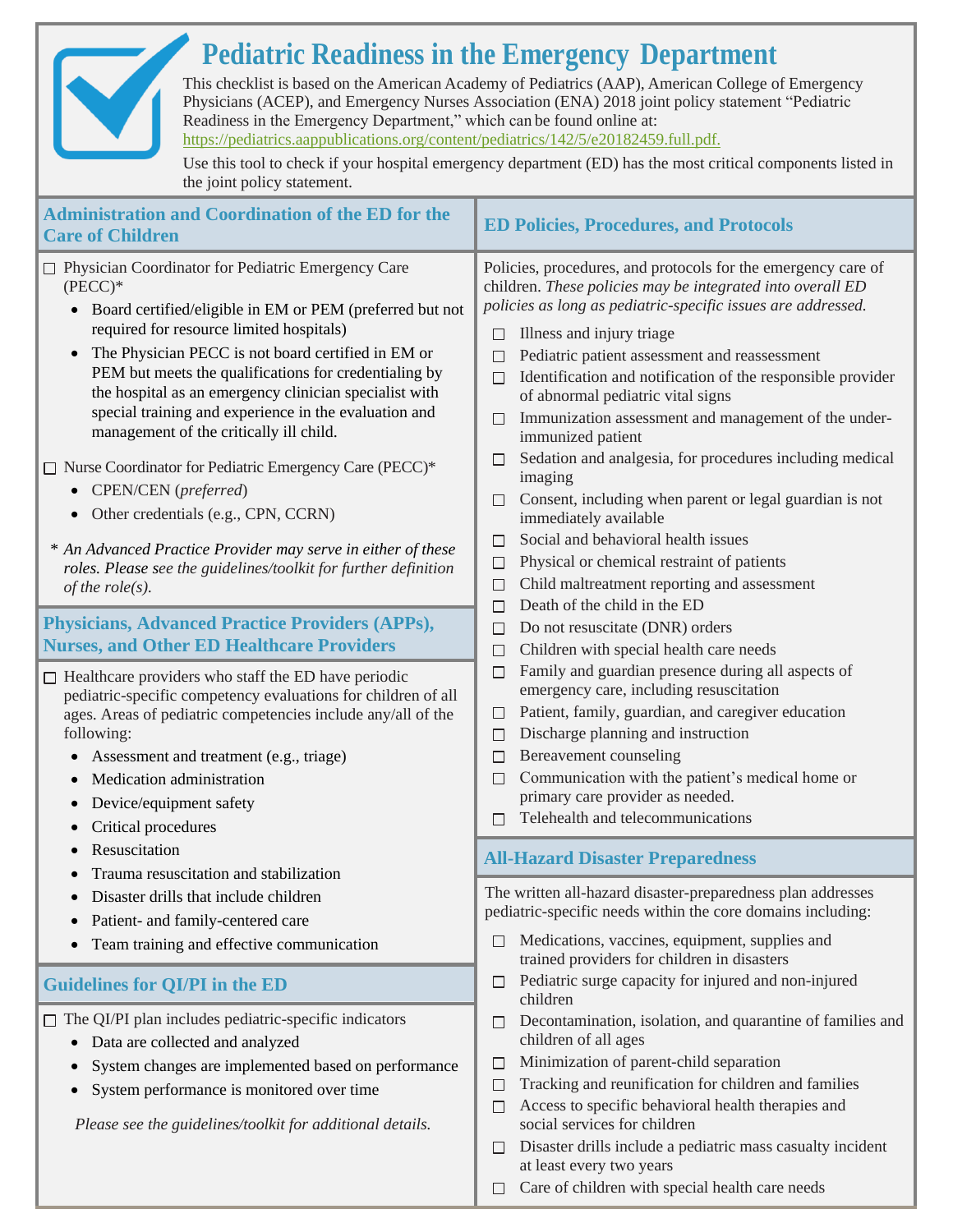# Pediatric Readiness in the Emergency Department

This checklist is based on the American Academy of Pediatrics (AAP), American College of Emergency Physicians (ACEP), and Emergency Nurses Association (ENA) 2018 joint policy statement "Pediatric Readiness in the Emergency Department," which can be found online at: https://pediatrics.aappublications.org/content/pediatrics/142/5/e20182459.full.pdf.

Use this tool to check if your hospital emergency department (ED) has the most critical components listed in the joint policy statement.

## Administration and Coordination of the ED for the Care of Children

☐ Physician Coordinator for Pediatric Emergency Care (PECC)*

- Board certified/eligible in EM or PEM (preferred but not required for resource limited hospitals)
- The Physician PECC is not board certified in EM or PEM but meets the qualifications for credentialing by the hospital as an emergency clinician specialist with special training and experience in the evaluation and management of the critically ill child.

☐ Nurse Coordinator for Pediatric Emergency Care (PECC)*

- CPEN/CEN (*preferred*)
- Other credentials (e.g., CPN, CCRN)

\* *An Advanced Practice Provider may serve in either of these roles. Please see the guidelines/toolkit for further definition of the role(s).*

## Physicians, Advanced Practice Providers (APPs), Nurses, and Other ED Healthcare Providers

☐ Healthcare providers who staff the ED have periodic pediatric-specific competency evaluations for children of all ages. Areas of pediatric competencies include any/all of the following:

- Assessment and treatment (e.g., triage)
- Medication administration
- Device/equipment safety
- Critical procedures
- Resuscitation
- Trauma resuscitation and stabilization
- Disaster drills that include children
- Patient- and family-centered care
- Team training and effective communication

## Guidelines for QI/PI in the ED

☐ The QI/PI plan includes pediatric-specific indicators

- Data are collected and analyzed
- System changes are implemented based on performance
- System performance is monitored over time

*Please see the guidelines/toolkit for additional details.*

## ED Policies, Procedures, and Protocols

Policies, procedures, and protocols for the emergency care of children. *These policies may be integrated into overall ED policies as long as pediatric-specific issues are addressed.*

- ☐ Illness and injury triage
- ☐ Pediatric patient assessment and reassessment
- ☐ Identification and notification of the responsible provider of abnormal pediatric vital signs
- ☐ Immunization assessment and management of the under-immunized patient
- ☐ Sedation and analgesia, for procedures including medical imaging
- ☐ Consent, including when parent or legal guardian is not immediately available
- ☐ Social and behavioral health issues
- ☐ Physical or chemical restraint of patients
- ☐ Child maltreatment reporting and assessment
- ☐ Death of the child in the ED
- ☐ Do not resuscitate (DNR) orders
- ☐ Children with special health care needs
- ☐ Family and guardian presence during all aspects of emergency care, including resuscitation
- ☐ Patient, family, guardian, and caregiver education
- ☐ Discharge planning and instruction
- ☐ Bereavement counseling
- ☐ Communication with the patient's medical home or primary care provider as needed.
- ☐ Telehealth and telecommunications

## All-Hazard Disaster Preparedness

The written all-hazard disaster-preparedness plan addresses pediatric-specific needs within the core domains including:

- ☐ Medications, vaccines, equipment, supplies and trained providers for children in disasters
- ☐ Pediatric surge capacity for injured and non-injured children
- ☐ Decontamination, isolation, and quarantine of families and children of all ages
- ☐ Minimization of parent-child separation
- ☐ Tracking and reunification for children and families
- ☐ Access to specific behavioral health therapies and social services for children
- ☐ Disaster drills include a pediatric mass casualty incident at least every two years
- ☐ Care of children with special health care needs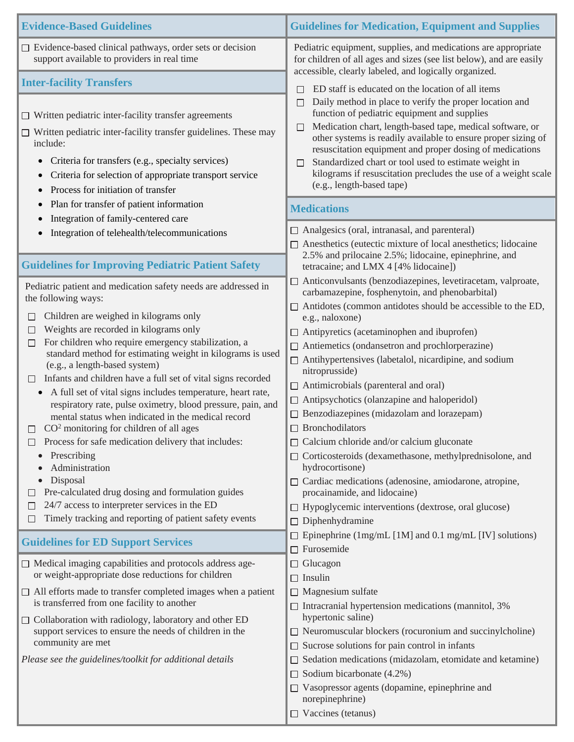## Evidence-Based Guidelines

- ☐ Evidence-based clinical pathways, order sets or decision support available to providers in real time

## Inter-facility Transfers

- ☐ Written pediatric inter-facility transfer agreements
- ☐ Written pediatric inter-facility transfer guidelines. These may include:
  - Criteria for transfers (e.g., specialty services)
  - Criteria for selection of appropriate transport service
  - Process for initiation of transfer
  - Plan for transfer of patient information
  - Integration of family-centered care
  - Integration of telehealth/telecommunications

## Guidelines for Improving Pediatric Patient Safety

Pediatric patient and medication safety needs are addressed in the following ways:

- ☐ Children are weighed in kilograms only
- ☐ Weights are recorded in kilograms only
- ☐ For children who require emergency stabilization, a standard method for estimating weight in kilograms is used (e.g., a length-based system)
- ☐ Infants and children have a full set of vital signs recorded
  - A full set of vital signs includes temperature, heart rate, respiratory rate, pulse oximetry, blood pressure, pain, and mental status when indicated in the medical record
- ☐ $CO^2$ monitoring for children of all ages
- ☐ Process for safe medication delivery that includes:
  - Prescribing
  - Administration
  - Disposal
- ☐ Pre-calculated drug dosing and formulation guides
- ☐ 24/7 access to interpreter services in the ED
- ☐ Timely tracking and reporting of patient safety events

## Guidelines for ED Support Services

- ☐ Medical imaging capabilities and protocols address age- or weight-appropriate dose reductions for children
- ☐ All efforts made to transfer completed images when a patient is transferred from one facility to another
- ☐ Collaboration with radiology, laboratory and other ED support services to ensure the needs of children in the community are met

*Please see the guidelines/toolkit for additional details*

## Guidelines for Medication, Equipment and Supplies

Pediatric equipment, supplies, and medications are appropriate for children of all ages and sizes (see list below), and are easily accessible, clearly labeled, and logically organized.

- ☐ ED staff is educated on the location of all items
- ☐ Daily method in place to verify the proper location and function of pediatric equipment and supplies
- ☐ Medication chart, length-based tape, medical software, or other systems is readily available to ensure proper sizing of resuscitation equipment and proper dosing of medications
- ☐ Standardized chart or tool used to estimate weight in kilograms if resuscitation precludes the use of a weight scale (e.g., length-based tape)

## Medications

- ☐ Analgesics (oral, intranasal, and parenteral)
- ☐ Anesthetics (eutectic mixture of local anesthetics; lidocaine 2.5% and prilocaine 2.5%; lidocaine, epinephrine, and tetracaine; and LMX 4 [4% lidocaine])
- ☐ Anticonvulsants (benzodiazepines, levetiracetam, valproate, carbamazepine, fosphenytoin, and phenobarbital)
- ☐ Antidotes (common antidotes should be accessible to the ED, e.g., naloxone)
- ☐ Antipyretics (acetaminophen and ibuprofen)
- ☐ Antiemetics (ondansetron and prochlorperazine)
- ☐ Antihypertensives (labetalol, nicardipine, and sodium nitroprusside)
- ☐ Antimicrobials (parenteral and oral)
- ☐ Antipsychotics (olanzapine and haloperidol)
- ☐ Benzodiazepines (midazolam and lorazepam)
- ☐ Bronchodilators
- ☐ Calcium chloride and/or calcium gluconate
- ☐ Corticosteroids (dexamethasone, methylprednisolone, and hydrocortisone)
- ☐ Cardiac medications (adenosine, amiodarone, atropine, procainamide, and lidocaine)
- ☐ Hypoglycemic interventions (dextrose, oral glucose)
- ☐ Diphenhydramine
- ☐ Epinephrine (1mg/mL [1M] and 0.1 mg/mL [IV] solutions)
- ☐ Furosemide
- ☐ Glucagon
- ☐ Insulin
- ☐ Magnesium sulfate
- ☐ Intracranial hypertension medications (mannitol, 3% hypertonic saline)
- ☐ Neuromuscular blockers (rocuronium and succinylcholine)
- ☐ Sucrose solutions for pain control in infants
- ☐ Sedation medications (midazolam, etomidate and ketamine)
- ☐ Sodium bicarbonate (4.2%)
- ☐ Vasopressor agents (dopamine, epinephrine and norepinephrine)
- ☐ Vaccines (tetanus)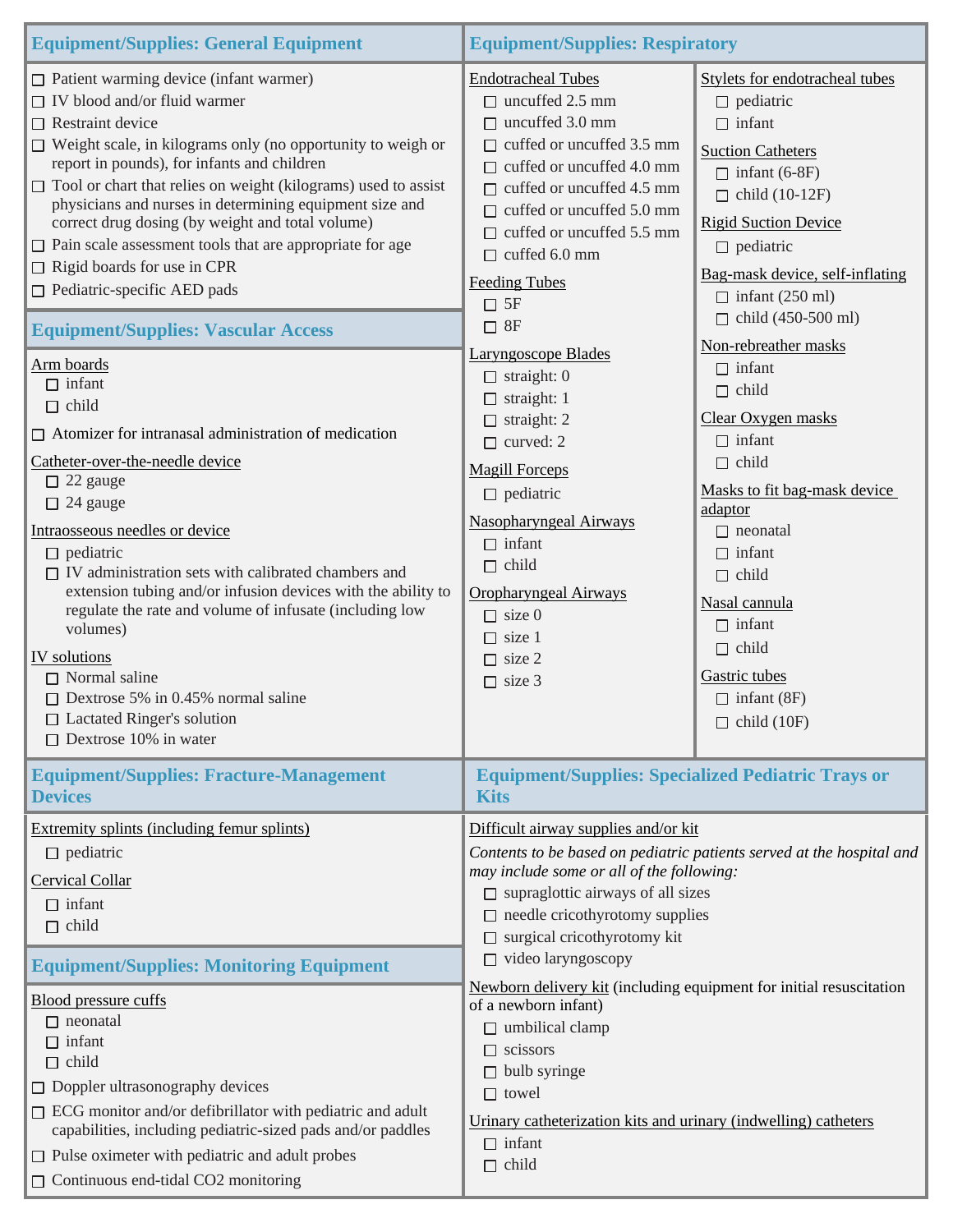## Equipment/Supplies: General Equipment

- ☐ Patient warming device (infant warmer)
- ☐ IV blood and/or fluid warmer
- ☐ Restraint device
- ☐ Weight scale, in kilograms only (no opportunity to weigh or report in pounds), for infants and children
- ☐ Tool or chart that relies on weight (kilograms) used to assist physicians and nurses in determining equipment size and correct drug dosing (by weight and total volume)
- ☐ Pain scale assessment tools that are appropriate for age
- ☐ Rigid boards for use in CPR
- ☐ Pediatric-specific AED pads

## Equipment/Supplies: Vascular Access

Arm boards
- ☐ infant
- ☐ child

☐ Atomizer for intranasal administration of medication

Catheter-over-the-needle device
- ☐ 22 gauge
- ☐ 24 gauge

Intraosseous needles or device
- ☐ pediatric
- ☐ IV administration sets with calibrated chambers and extension tubing and/or infusion devices with the ability to regulate the rate and volume of infusate (including low volumes)

IV solutions
- ☐ Normal saline
- ☐ Dextrose 5% in 0.45% normal saline
- ☐ Lactated Ringer's solution
- ☐ Dextrose 10% in water

## Equipment/Supplies: Respiratory

Endotracheal Tubes
- ☐ uncuffed 2.5 mm
- ☐ uncuffed 3.0 mm
- ☐ cuffed or uncuffed 3.5 mm
- ☐ cuffed or uncuffed 4.0 mm
- ☐ cuffed or uncuffed 4.5 mm
- ☐ cuffed or uncuffed 5.0 mm
- ☐ cuffed or uncuffed 5.5 mm
- ☐ cuffed 6.0 mm

Feeding Tubes
- ☐ 5F
- ☐ 8F

Laryngoscope Blades
- ☐ straight: 0
- ☐ straight: 1
- ☐ straight: 2
- ☐ curved: 2

Magill Forceps
- ☐ pediatric

Nasopharyngeal Airways
- ☐ infant
- ☐ child

Oropharyngeal Airways
- ☐ size 0
- ☐ size 1
- ☐ size 2
- ☐ size 3

Stylets for endotracheal tubes
- ☐ pediatric
- ☐ infant

Suction Catheters
- ☐ infant (6-8F)
- ☐ child (10-12F)

Rigid Suction Device
- ☐ pediatric

Bag-mask device, self-inflating
- ☐ infant (250 ml)
- ☐ child (450-500 ml)

Non-rebreather masks
- ☐ infant
- ☐ child

Clear Oxygen masks
- ☐ infant
- ☐ child

Masks to fit bag-mask device adaptor
- ☐ neonatal
- ☐ infant
- ☐ child

Nasal cannula
- ☐ infant
- ☐ child

Gastric tubes
- ☐ infant (8F)
- ☐ child (10F)

## Equipment/Supplies: Fracture-Management Devices

Extremity splints (including femur splints)
- ☐ pediatric

Cervical Collar
- ☐ infant
- ☐ child

## Equipment/Supplies: Monitoring Equipment

Blood pressure cuffs
- ☐ neonatal
- ☐ infant
- ☐ child

- ☐ Doppler ultrasonography devices
- ☐ ECG monitor and/or defibrillator with pediatric and adult capabilities, including pediatric-sized pads and/or paddles
- ☐ Pulse oximeter with pediatric and adult probes
- ☐ Continuous end-tidal CO2 monitoring

## Equipment/Supplies: Specialized Pediatric Trays or Kits

Difficult airway supplies and/or kit

*Contents to be based on pediatric patients served at the hospital and may include some or all of the following:*
- ☐ supraglottic airways of all sizes
- ☐ needle cricothyrotomy supplies
- ☐ surgical cricothyrotomy kit
- ☐ video laryngoscopy

Newborn delivery kit (including equipment for initial resuscitation of a newborn infant)
- ☐ umbilical clamp
- ☐ scissors
- ☐ bulb syringe
- ☐ towel

Urinary catheterization kits and urinary (indwelling) catheters
- ☐ infant
- ☐ child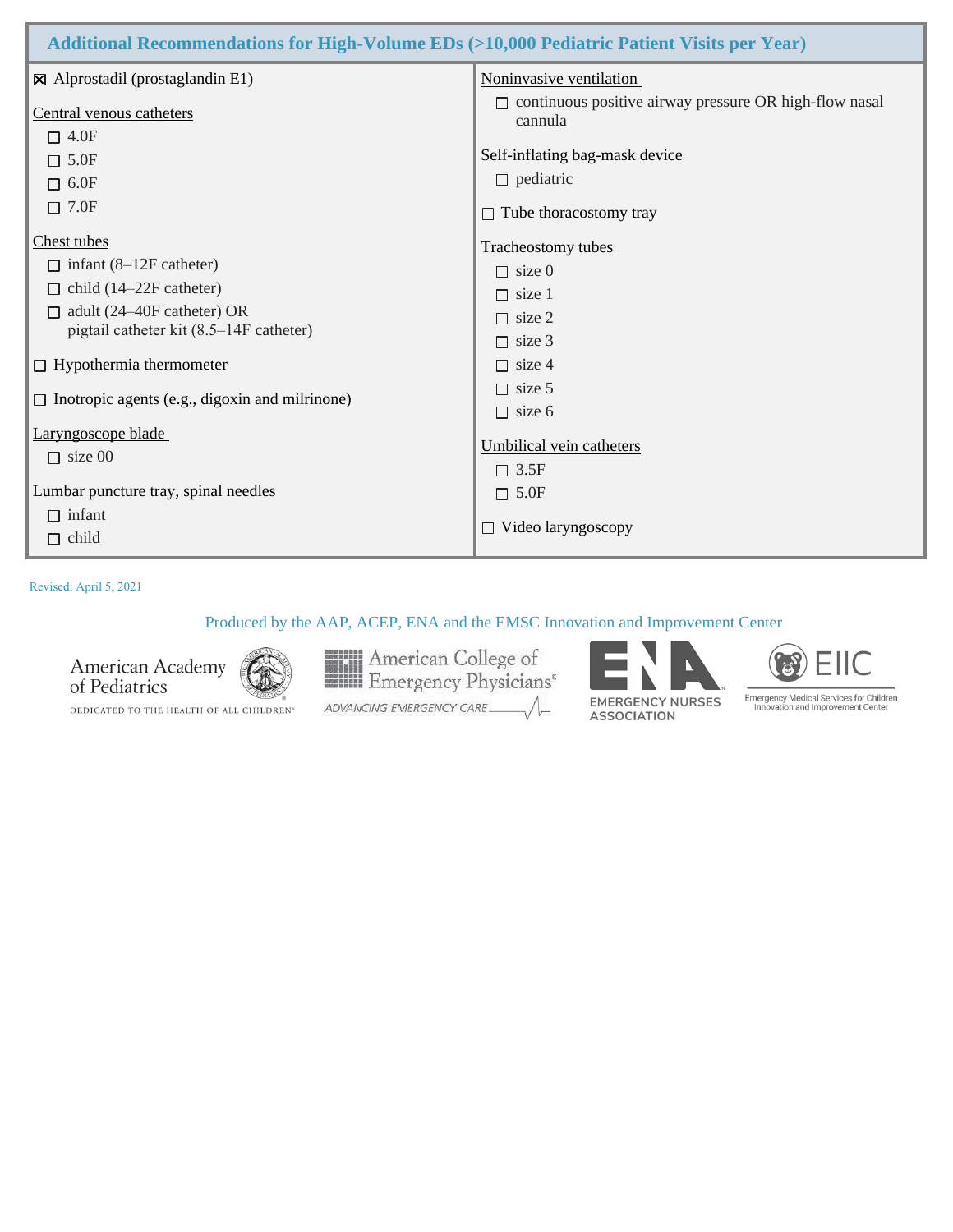## Additional Recommendations for High-Volume EDs (>10,000 Pediatric Patient Visits per Year)

- [x] Alprostadil (prostaglandin E1)

Central venous catheters

- [ ] 4.0F
- [ ] 5.0F
- [ ] 6.0F
- [ ] 7.0F

Chest tubes

- [ ] infant (8–12F catheter)
- [ ] child (14–22F catheter)
- [ ] adult (24–40F catheter) OR pigtail catheter kit (8.5–14F catheter)

- [ ] Hypothermia thermometer
- [ ] Inotropic agents (e.g., digoxin and milrinone)

Laryngoscope blade

- [ ] size 00

Lumbar puncture tray, spinal needles

- [ ] infant
- [ ] child

Noninvasive ventilation

- [ ] continuous positive airway pressure OR high-flow nasal cannula

Self-inflating bag-mask device

- [ ] pediatric

- [ ] Tube thoracostomy tray

Tracheostomy tubes

- [ ] size 0
- [ ] size 1
- [ ] size 2
- [ ] size 3
- [ ] size 4
- [ ] size 5
- [ ] size 6

Umbilical vein catheters

- [ ] 3.5F
- [ ] 5.0F

- [ ] Video laryngoscopy

Revised: April 5, 2021

Produced by the AAP, ACEP, ENA and the EMSC Innovation and Improvement Center

American Academy of Pediatrics — DEDICATED TO THE HEALTH OF ALL CHILDREN™

American College of Emergency Physicians® — ADVANCING EMERGENCY CARE

EMERGENCY NURSES ASSOCIATION

EIIC — Emergency Medical Services for Children Innovation and Improvement Center